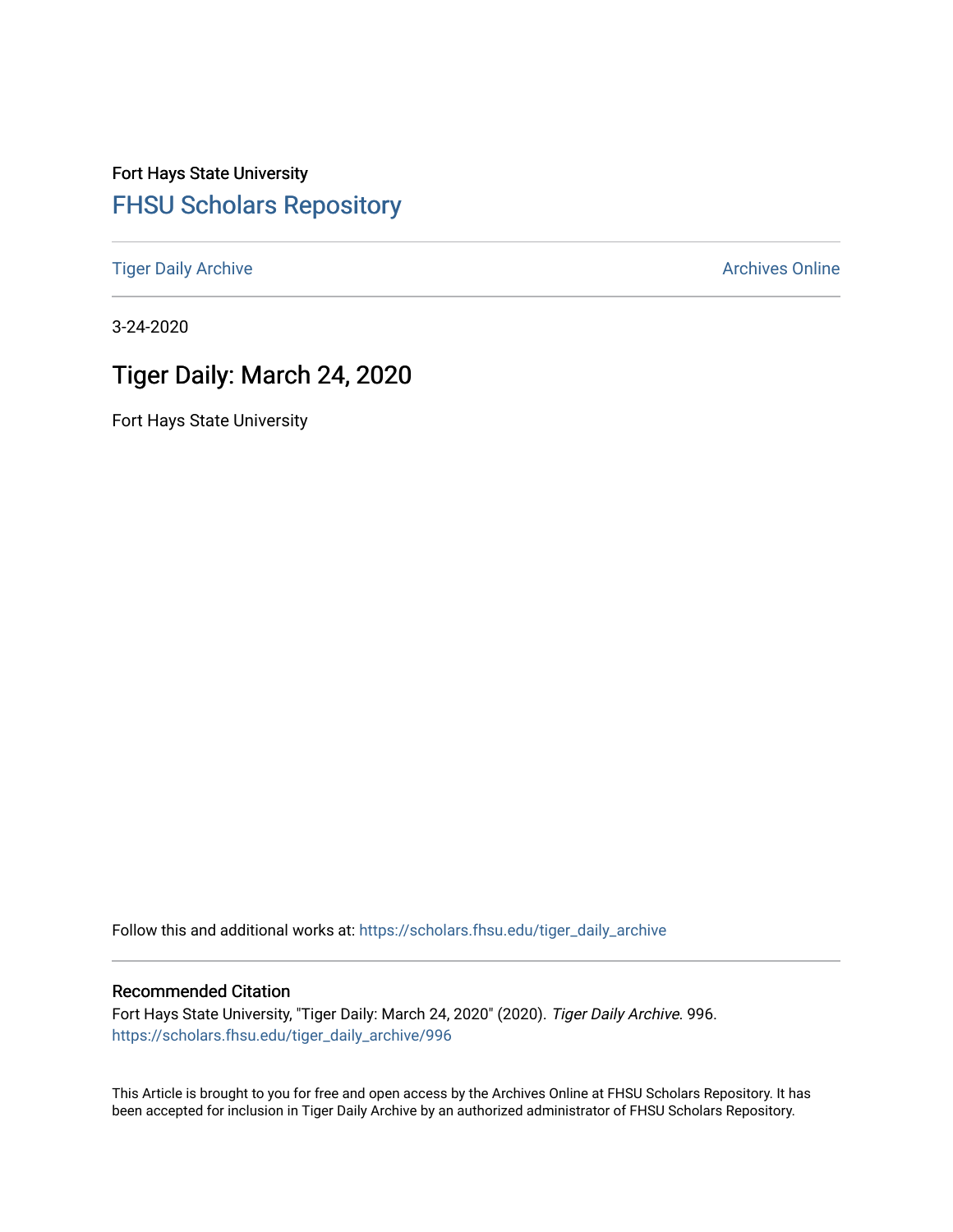Fort Hays State University

## FHSU Scholars Repository

Tiger Daily Archive

Archives Online

3-24-2020

# Tiger Daily: March 24, 2020

Fort Hays State University

Follow this and additional works at: https://scholars.fhsu.edu/tiger_daily_archive

### Recommended Citation

Fort Hays State University, "Tiger Daily: March 24, 2020" (2020). *Tiger Daily Archive*. 996.
https://scholars.fhsu.edu/tiger_daily_archive/996

This Article is brought to you for free and open access by the Archives Online at FHSU Scholars Repository. It has been accepted for inclusion in Tiger Daily Archive by an authorized administrator of FHSU Scholars Repository.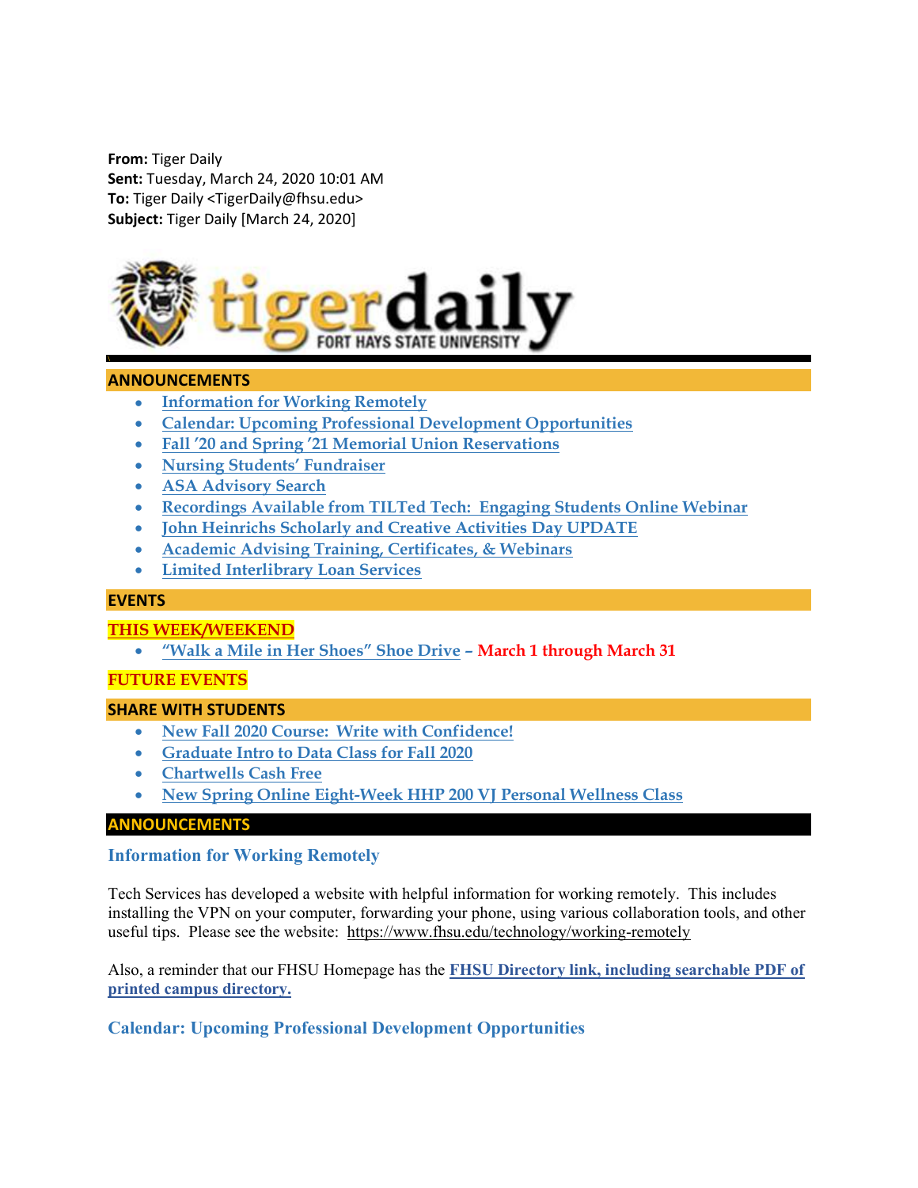**From:** Tiger Daily
**Sent:** Tuesday, March 24, 2020 10:01 AM
**To:** Tiger Daily <TigerDaily@fhsu.edu>
**Subject:** Tiger Daily [March 24, 2020]

## ANNOUNCEMENTS

- Information for Working Remotely
- Calendar: Upcoming Professional Development Opportunities
- Fall '20 and Spring '21 Memorial Union Reservations
- Nursing Students' Fundraiser
- ASA Advisory Search
- Recordings Available from TILTed Tech: Engaging Students Online Webinar
- John Heinrichs Scholarly and Creative Activities Day UPDATE
- Academic Advising Training, Certificates, & Webinars
- Limited Interlibrary Loan Services

## EVENTS

### THIS WEEK/WEEKEND

- "Walk a Mile in Her Shoes" Shoe Drive – **March 1 through March 31**

### FUTURE EVENTS

## SHARE WITH STUDENTS

- New Fall 2020 Course: Write with Confidence!
- Graduate Intro to Data Class for Fall 2020
- Chartwells Cash Free
- New Spring Online Eight-Week HHP 200 VJ Personal Wellness Class

## ANNOUNCEMENTS

### Information for Working Remotely

Tech Services has developed a website with helpful information for working remotely. This includes installing the VPN on your computer, forwarding your phone, using various collaboration tools, and other useful tips. Please see the website: https://www.fhsu.edu/technology/working-remotely

Also, a reminder that our FHSU Homepage has the **FHSU Directory link, including searchable PDF of printed campus directory.**

### Calendar: Upcoming Professional Development Opportunities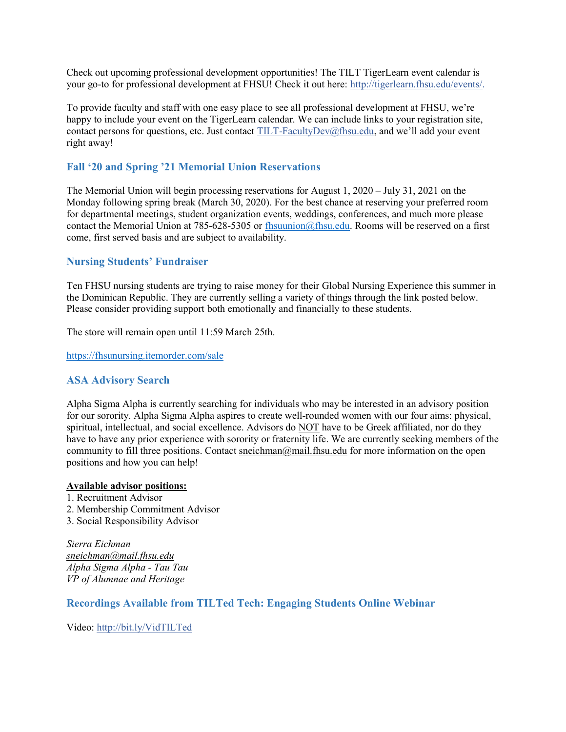Check out upcoming professional development opportunities! The TILT TigerLearn event calendar is your go-to for professional development at FHSU! Check it out here: http://tigerlearn.fhsu.edu/events/.

To provide faculty and staff with one easy place to see all professional development at FHSU, we're happy to include your event on the TigerLearn calendar. We can include links to your registration site, contact persons for questions, etc. Just contact TILT-FacultyDev@fhsu.edu, and we'll add your event right away!

### Fall '20 and Spring '21 Memorial Union Reservations

The Memorial Union will begin processing reservations for August 1, 2020 – July 31, 2021 on the Monday following spring break (March 30, 2020). For the best chance at reserving your preferred room for departmental meetings, student organization events, weddings, conferences, and much more please contact the Memorial Union at 785-628-5305 or fhsuunion@fhsu.edu. Rooms will be reserved on a first come, first served basis and are subject to availability.

### Nursing Students' Fundraiser

Ten FHSU nursing students are trying to raise money for their Global Nursing Experience this summer in the Dominican Republic. They are currently selling a variety of things through the link posted below. Please consider providing support both emotionally and financially to these students.

The store will remain open until 11:59 March 25th.

https://fhsunursing.itemorder.com/sale

### ASA Advisory Search

Alpha Sigma Alpha is currently searching for individuals who may be interested in an advisory position for our sorority. Alpha Sigma Alpha aspires to create well-rounded women with our four aims: physical, spiritual, intellectual, and social excellence. Advisors do NOT have to be Greek affiliated, nor do they have to have any prior experience with sorority or fraternity life. We are currently seeking members of the community to fill three positions. Contact sneichman@mail.fhsu.edu for more information on the open positions and how you can help!

**Available advisor positions:**

1. Recruitment Advisor
2. Membership Commitment Advisor
3. Social Responsibility Advisor

*Sierra Eichman*
*sneichman@mail.fhsu.edu*
*Alpha Sigma Alpha - Tau Tau*
*VP of Alumnae and Heritage*

### Recordings Available from TILTed Tech: Engaging Students Online Webinar

Video: http://bit.ly/VidTILTed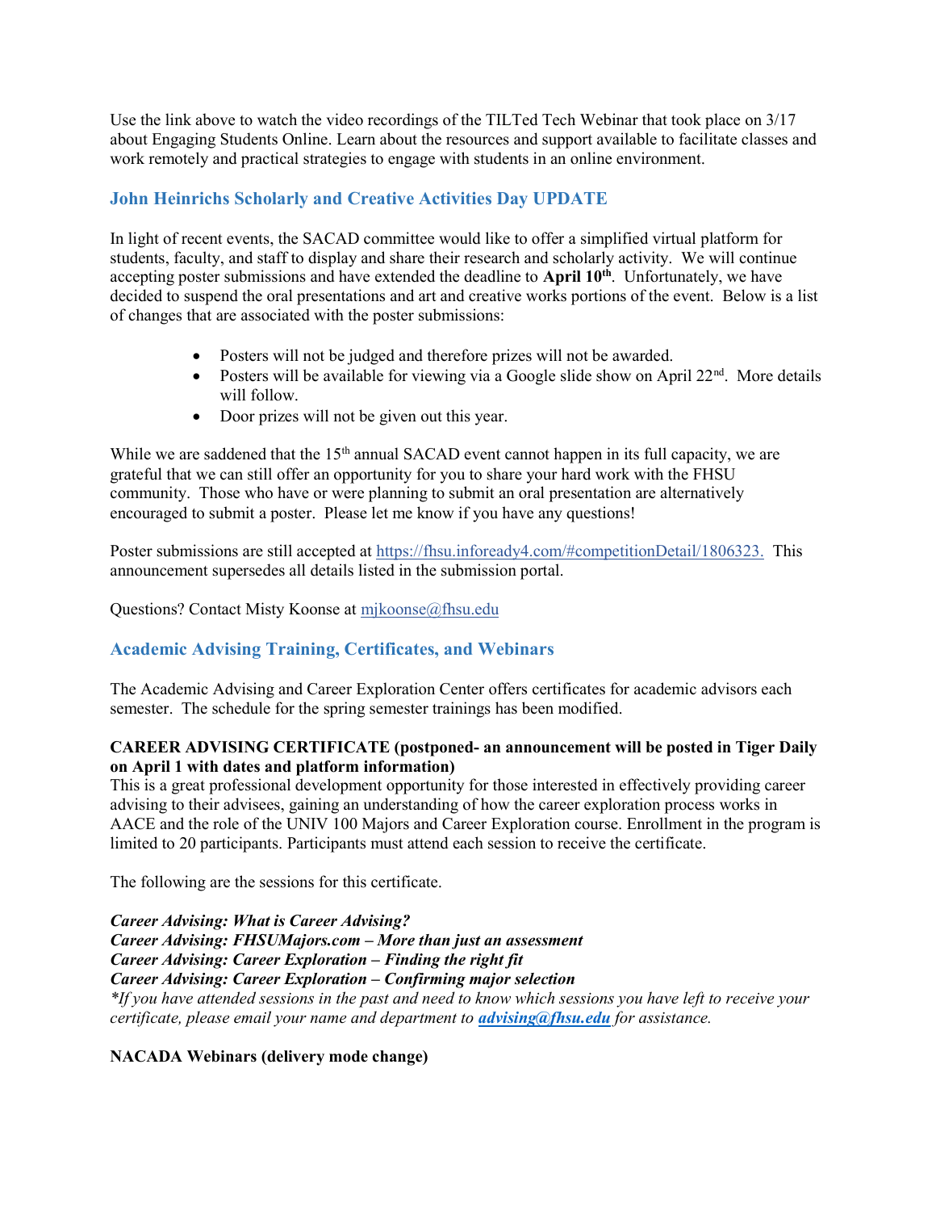Use the link above to watch the video recordings of the TILTed Tech Webinar that took place on 3/17 about Engaging Students Online. Learn about the resources and support available to facilitate classes and work remotely and practical strategies to engage with students in an online environment.

## John Heinrichs Scholarly and Creative Activities Day UPDATE

In light of recent events, the SACAD committee would like to offer a simplified virtual platform for students, faculty, and staff to display and share their research and scholarly activity. We will continue accepting poster submissions and have extended the deadline to **April 10th**. Unfortunately, we have decided to suspend the oral presentations and art and creative works portions of the event. Below is a list of changes that are associated with the poster submissions:

- Posters will not be judged and therefore prizes will not be awarded.
- Posters will be available for viewing via a Google slide show on April 22nd. More details will follow.
- Door prizes will not be given out this year.

While we are saddened that the 15th annual SACAD event cannot happen in its full capacity, we are grateful that we can still offer an opportunity for you to share your hard work with the FHSU community. Those who have or were planning to submit an oral presentation are alternatively encouraged to submit a poster. Please let me know if you have any questions!

Poster submissions are still accepted at https://fhsu.infoready4.com/#competitionDetail/1806323. This announcement supersedes all details listed in the submission portal.

Questions? Contact Misty Koonse at mjkoonse@fhsu.edu

## Academic Advising Training, Certificates, and Webinars

The Academic Advising and Career Exploration Center offers certificates for academic advisors each semester. The schedule for the spring semester trainings has been modified.

**CAREER ADVISING CERTIFICATE (postponed- an announcement will be posted in Tiger Daily on April 1 with dates and platform information)**
This is a great professional development opportunity for those interested in effectively providing career advising to their advisees, gaining an understanding of how the career exploration process works in AACE and the role of the UNIV 100 Majors and Career Exploration course. Enrollment in the program is limited to 20 participants. Participants must attend each session to receive the certificate.

The following are the sessions for this certificate.

***Career Advising: What is Career Advising?***
***Career Advising: FHSUMajors.com – More than just an assessment***
***Career Advising: Career Exploration – Finding the right fit***
***Career Advising: Career Exploration – Confirming major selection***
*\*If you have attended sessions in the past and need to know which sessions you have left to receive your certificate, please email your name and department to **advising@fhsu.edu** for assistance.*

**NACADA Webinars (delivery mode change)**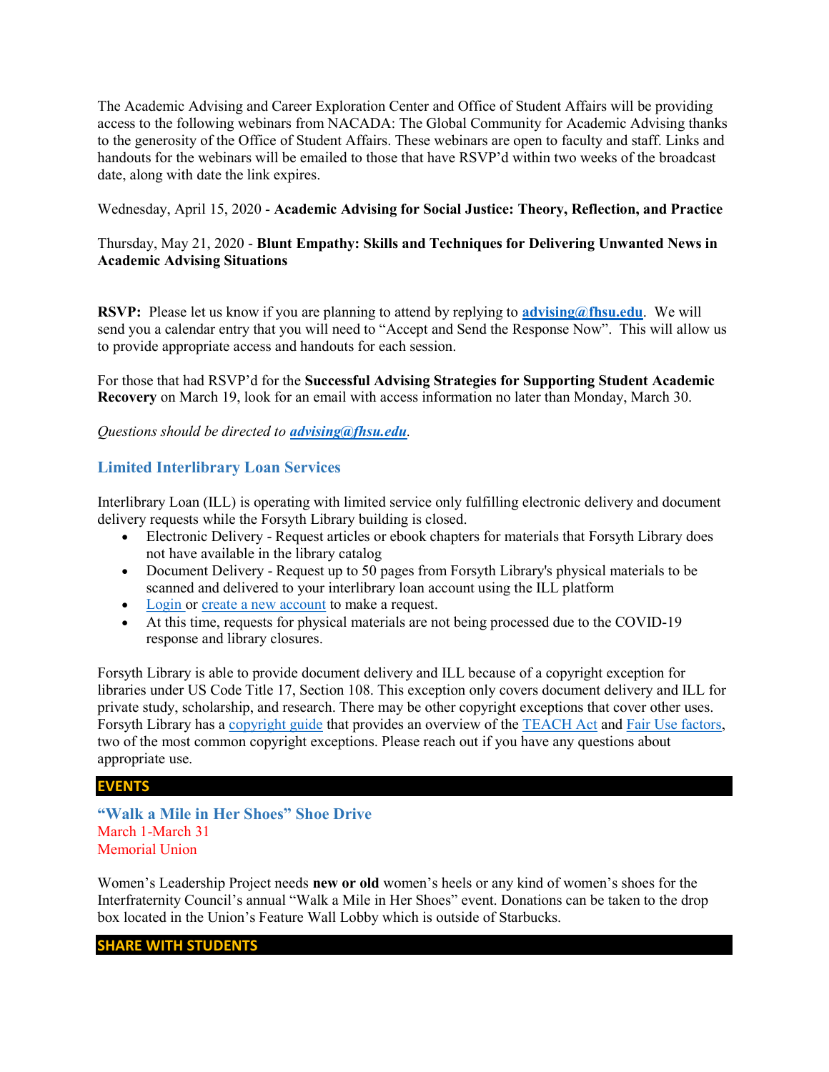The Academic Advising and Career Exploration Center and Office of Student Affairs will be providing access to the following webinars from NACADA: The Global Community for Academic Advising thanks to the generosity of the Office of Student Affairs. These webinars are open to faculty and staff. Links and handouts for the webinars will be emailed to those that have RSVP'd within two weeks of the broadcast date, along with date the link expires.

Wednesday, April 15, 2020 - **Academic Advising for Social Justice: Theory, Reflection, and Practice**

Thursday, May 21, 2020 - **Blunt Empathy: Skills and Techniques for Delivering Unwanted News in Academic Advising Situations**

**RSVP:** Please let us know if you are planning to attend by replying to **advising@fhsu.edu**. We will send you a calendar entry that you will need to "Accept and Send the Response Now". This will allow us to provide appropriate access and handouts for each session.

For those that had RSVP'd for the **Successful Advising Strategies for Supporting Student Academic Recovery** on March 19, look for an email with access information no later than Monday, March 30.

*Questions should be directed to* ***advising@fhsu.edu****.*

### Limited Interlibrary Loan Services

Interlibrary Loan (ILL) is operating with limited service only fulfilling electronic delivery and document delivery requests while the Forsyth Library building is closed.

- Electronic Delivery - Request articles or ebook chapters for materials that Forsyth Library does not have available in the library catalog
- Document Delivery - Request up to 50 pages from Forsyth Library's physical materials to be scanned and delivered to your interlibrary loan account using the ILL platform
- Login or create a new account to make a request.
- At this time, requests for physical materials are not being processed due to the COVID-19 response and library closures.

Forsyth Library is able to provide document delivery and ILL because of a copyright exception for libraries under US Code Title 17, Section 108. This exception only covers document delivery and ILL for private study, scholarship, and research. There may be other copyright exceptions that cover other uses. Forsyth Library has a copyright guide that provides an overview of the TEACH Act and Fair Use factors, two of the most common copyright exceptions. Please reach out if you have any questions about appropriate use.

## EVENTS

### "Walk a Mile in Her Shoes" Shoe Drive

March 1-March 31
Memorial Union

Women's Leadership Project needs **new or old** women's heels or any kind of women's shoes for the Interfraternity Council's annual "Walk a Mile in Her Shoes" event. Donations can be taken to the drop box located in the Union's Feature Wall Lobby which is outside of Starbucks.

## SHARE WITH STUDENTS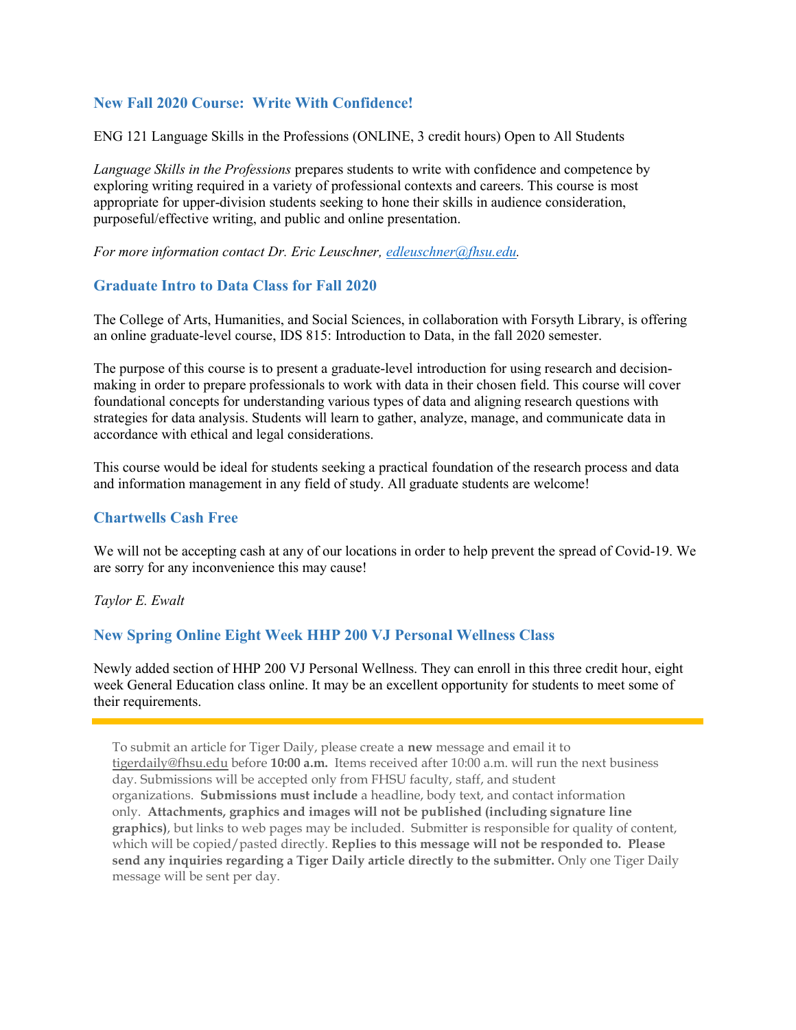### New Fall 2020 Course: Write With Confidence!

ENG 121 Language Skills in the Professions (ONLINE, 3 credit hours) Open to All Students

*Language Skills in the Professions* prepares students to write with confidence and competence by exploring writing required in a variety of professional contexts and careers. This course is most appropriate for upper-division students seeking to hone their skills in audience consideration, purposeful/effective writing, and public and online presentation.

*For more information contact Dr. Eric Leuschner, edleuschner@fhsu.edu.*

### Graduate Intro to Data Class for Fall 2020

The College of Arts, Humanities, and Social Sciences, in collaboration with Forsyth Library, is offering an online graduate-level course, IDS 815: Introduction to Data, in the fall 2020 semester.

The purpose of this course is to present a graduate-level introduction for using research and decision-making in order to prepare professionals to work with data in their chosen field. This course will cover foundational concepts for understanding various types of data and aligning research questions with strategies for data analysis. Students will learn to gather, analyze, manage, and communicate data in accordance with ethical and legal considerations.

This course would be ideal for students seeking a practical foundation of the research process and data and information management in any field of study. All graduate students are welcome!

### Chartwells Cash Free

We will not be accepting cash at any of our locations in order to help prevent the spread of Covid-19. We are sorry for any inconvenience this may cause!

*Taylor E. Ewalt*

### New Spring Online Eight Week HHP 200 VJ Personal Wellness Class

Newly added section of HHP 200 VJ Personal Wellness. They can enroll in this three credit hour, eight week General Education class online. It may be an excellent opportunity for students to meet some of their requirements.

---

To submit an article for Tiger Daily, please create a **new** message and email it to tigerdaily@fhsu.edu before **10:00 a.m.** Items received after 10:00 a.m. will run the next business day. Submissions will be accepted only from FHSU faculty, staff, and student organizations. **Submissions must include** a headline, body text, and contact information only. **Attachments, graphics and images will not be published (including signature line graphics)**, but links to web pages may be included. Submitter is responsible for quality of content, which will be copied/pasted directly. **Replies to this message will not be responded to. Please send any inquiries regarding a Tiger Daily article directly to the submitter.** Only one Tiger Daily message will be sent per day.